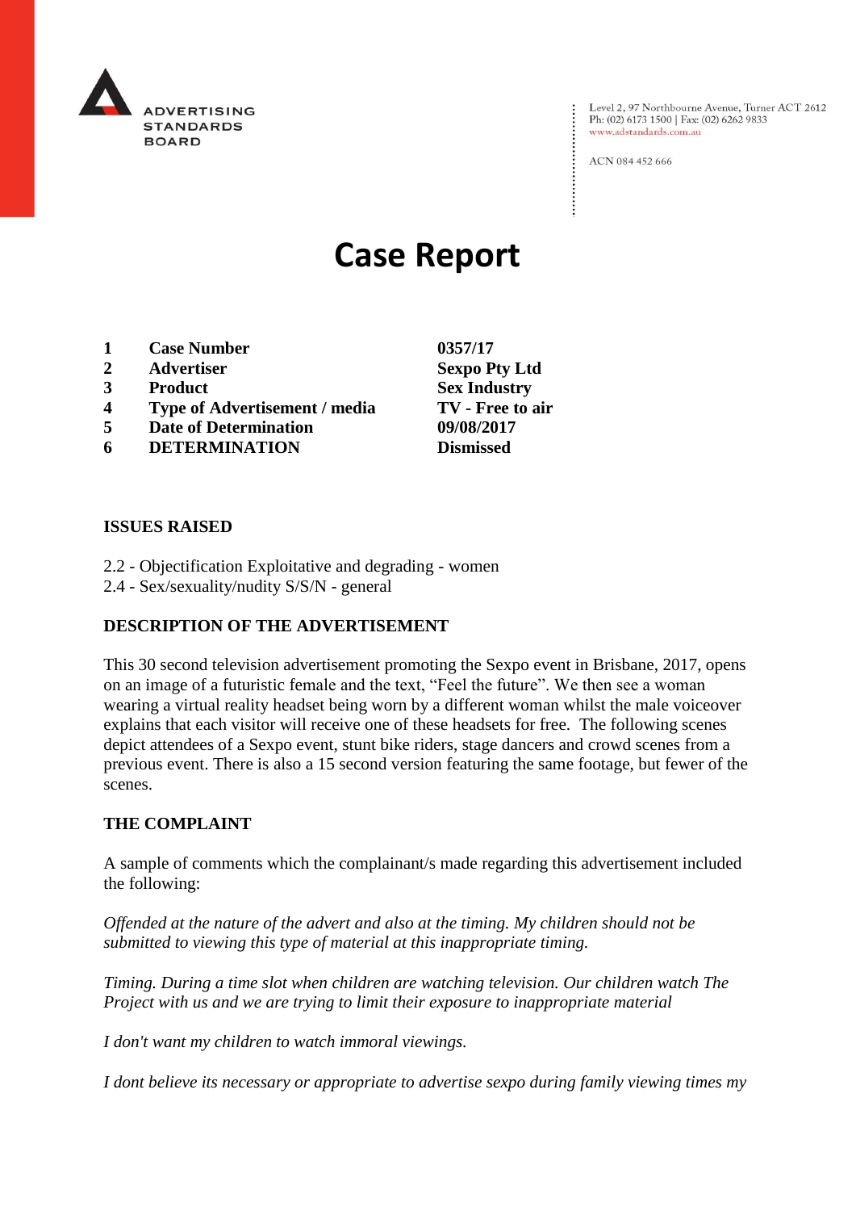ADVERTISING STANDARDS BOARD

Level 2, 97 Northbourne Avenue, Turner ACT 2612
Ph: (02) 6173 1500 | Fax: (02) 6262 9833
www.adstandards.com.au

ACN 084 452 666

# Case Report

| | | |
|---|---|---|
| **1** | **Case Number** | **0357/17** |
| **2** | **Advertiser** | **Sexpo Pty Ltd** |
| **3** | **Product** | **Sex Industry** |
| **4** | **Type of Advertisement / media** | **TV - Free to air** |
| **5** | **Date of Determination** | **09/08/2017** |
| **6** | **DETERMINATION** | **Dismissed** |

**ISSUES RAISED**

2.2 - Objectification Exploitative and degrading - women
2.4 - Sex/sexuality/nudity S/S/N - general

**DESCRIPTION OF THE ADVERTISEMENT**

This 30 second television advertisement promoting the Sexpo event in Brisbane, 2017, opens on an image of a futuristic female and the text, "Feel the future". We then see a woman wearing a virtual reality headset being worn by a different woman whilst the male voiceover explains that each visitor will receive one of these headsets for free. The following scenes depict attendees of a Sexpo event, stunt bike riders, stage dancers and crowd scenes from a previous event. There is also a 15 second version featuring the same footage, but fewer of the scenes.

**THE COMPLAINT**

A sample of comments which the complainant/s made regarding this advertisement included the following:

*Offended at the nature of the advert and also at the timing. My children should not be submitted to viewing this type of material at this inappropriate timing.*

*Timing. During a time slot when children are watching television. Our children watch The Project with us and we are trying to limit their exposure to inappropriate material*

*I don't want my children to watch immoral viewings.*

*I dont believe its necessary or appropriate to advertise sexpo during family viewing times my*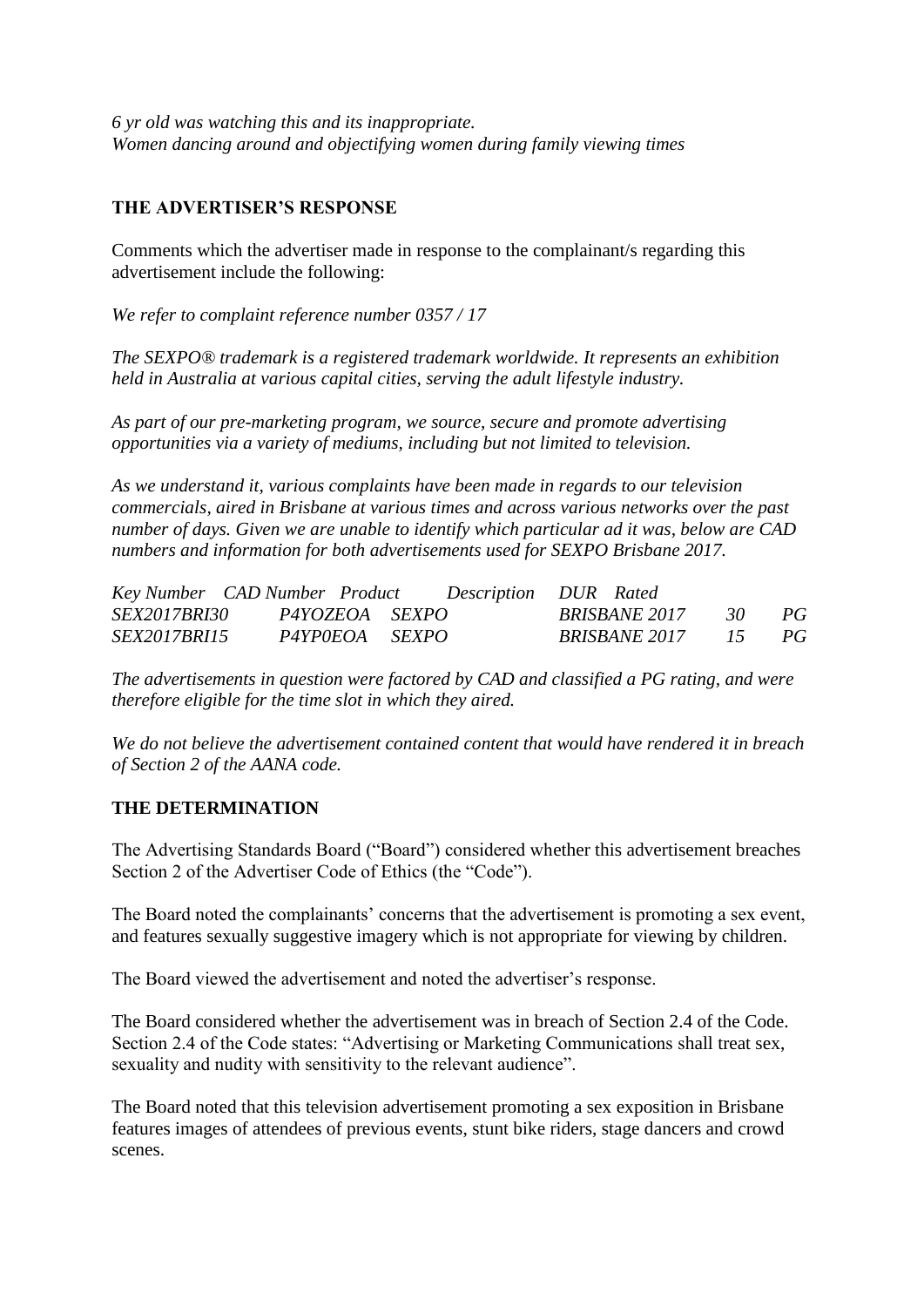*6 yr old was watching this and its inappropriate.*
*Women dancing around and objectifying women during family viewing times*

## THE ADVERTISER'S RESPONSE

Comments which the advertiser made in response to the complainant/s regarding this advertisement include the following:

*We refer to complaint reference number 0357 / 17*

*The SEXPO® trademark is a registered trademark worldwide. It represents an exhibition held in Australia at various capital cities, serving the adult lifestyle industry.*

*As part of our pre-marketing program, we source, secure and promote advertising opportunities via a variety of mediums, including but not limited to television.*

*As we understand it, various complaints have been made in regards to our television commercials, aired in Brisbane at various times and across various networks over the past number of days. Given we are unable to identify which particular ad it was, below are CAD numbers and information for both advertisements used for SEXPO Brisbane 2017.*

| *Key Number* | *CAD Number* | *Product* | *Description* | *DUR* | *Rated* |
|---|---|---|---|---|---|
| *SEX2017BRI30* | *P4YOZEOA* | *SEXPO* | *BRISBANE 2017* | *30* | *PG* |
| *SEX2017BRI15* | *P4YP0EOA* | *SEXPO* | *BRISBANE 2017* | *15* | *PG* |

*The advertisements in question were factored by CAD and classified a PG rating, and were therefore eligible for the time slot in which they aired.*

*We do not believe the advertisement contained content that would have rendered it in breach of Section 2 of the AANA code.*

## THE DETERMINATION

The Advertising Standards Board ("Board") considered whether this advertisement breaches Section 2 of the Advertiser Code of Ethics (the "Code").

The Board noted the complainants' concerns that the advertisement is promoting a sex event, and features sexually suggestive imagery which is not appropriate for viewing by children.

The Board viewed the advertisement and noted the advertiser's response.

The Board considered whether the advertisement was in breach of Section 2.4 of the Code. Section 2.4 of the Code states: "Advertising or Marketing Communications shall treat sex, sexuality and nudity with sensitivity to the relevant audience".

The Board noted that this television advertisement promoting a sex exposition in Brisbane features images of attendees of previous events, stunt bike riders, stage dancers and crowd scenes.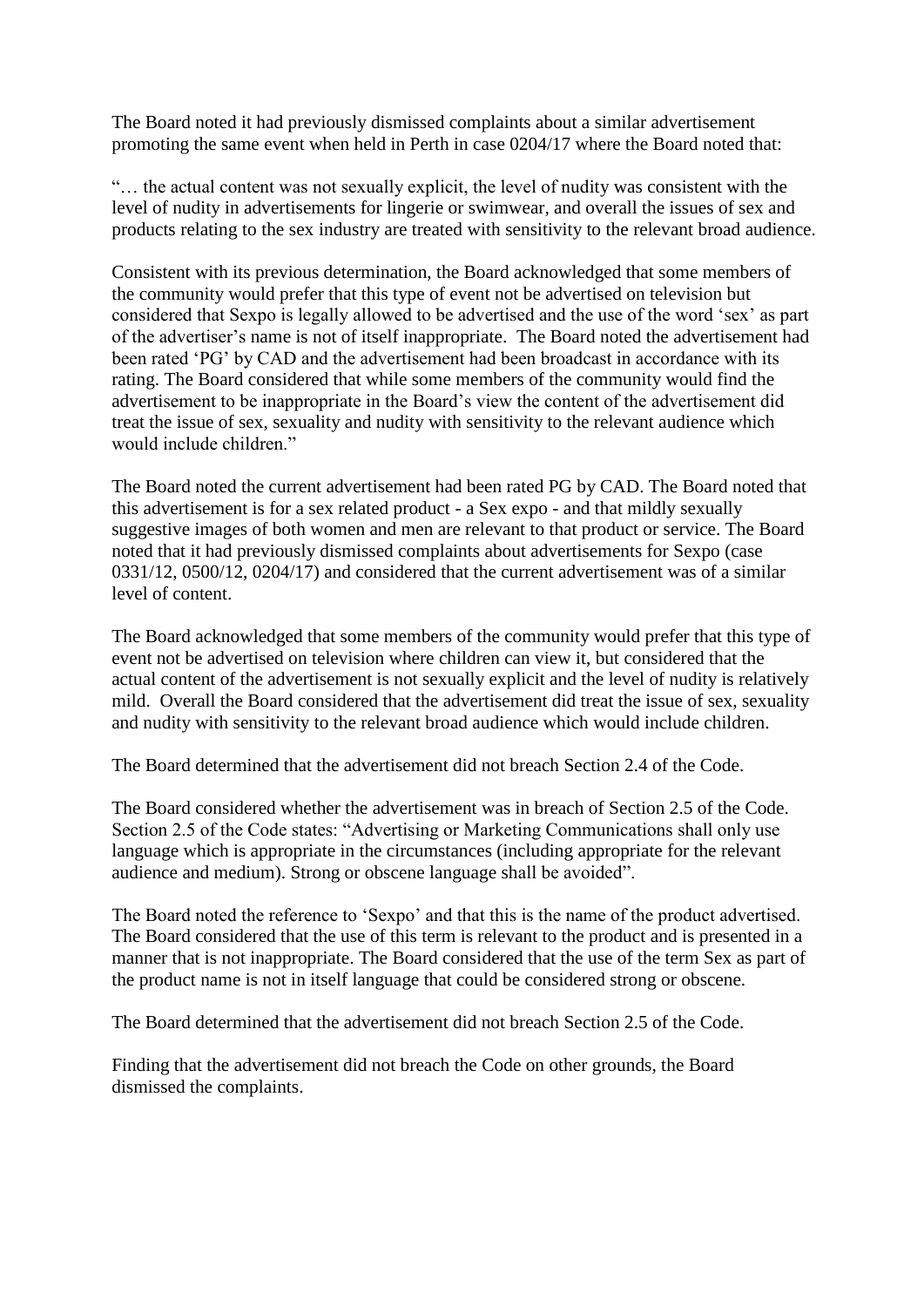The Board noted it had previously dismissed complaints about a similar advertisement promoting the same event when held in Perth in case 0204/17 where the Board noted that:

"… the actual content was not sexually explicit, the level of nudity was consistent with the level of nudity in advertisements for lingerie or swimwear, and overall the issues of sex and products relating to the sex industry are treated with sensitivity to the relevant broad audience.

Consistent with its previous determination, the Board acknowledged that some members of the community would prefer that this type of event not be advertised on television but considered that Sexpo is legally allowed to be advertised and the use of the word 'sex' as part of the advertiser's name is not of itself inappropriate. The Board noted the advertisement had been rated 'PG' by CAD and the advertisement had been broadcast in accordance with its rating. The Board considered that while some members of the community would find the advertisement to be inappropriate in the Board's view the content of the advertisement did treat the issue of sex, sexuality and nudity with sensitivity to the relevant audience which would include children."

The Board noted the current advertisement had been rated PG by CAD. The Board noted that this advertisement is for a sex related product - a Sex expo - and that mildly sexually suggestive images of both women and men are relevant to that product or service. The Board noted that it had previously dismissed complaints about advertisements for Sexpo (case 0331/12, 0500/12, 0204/17) and considered that the current advertisement was of a similar level of content.

The Board acknowledged that some members of the community would prefer that this type of event not be advertised on television where children can view it, but considered that the actual content of the advertisement is not sexually explicit and the level of nudity is relatively mild. Overall the Board considered that the advertisement did treat the issue of sex, sexuality and nudity with sensitivity to the relevant broad audience which would include children.

The Board determined that the advertisement did not breach Section 2.4 of the Code.

The Board considered whether the advertisement was in breach of Section 2.5 of the Code. Section 2.5 of the Code states: "Advertising or Marketing Communications shall only use language which is appropriate in the circumstances (including appropriate for the relevant audience and medium). Strong or obscene language shall be avoided".

The Board noted the reference to 'Sexpo' and that this is the name of the product advertised. The Board considered that the use of this term is relevant to the product and is presented in a manner that is not inappropriate. The Board considered that the use of the term Sex as part of the product name is not in itself language that could be considered strong or obscene.

The Board determined that the advertisement did not breach Section 2.5 of the Code.

Finding that the advertisement did not breach the Code on other grounds, the Board dismissed the complaints.